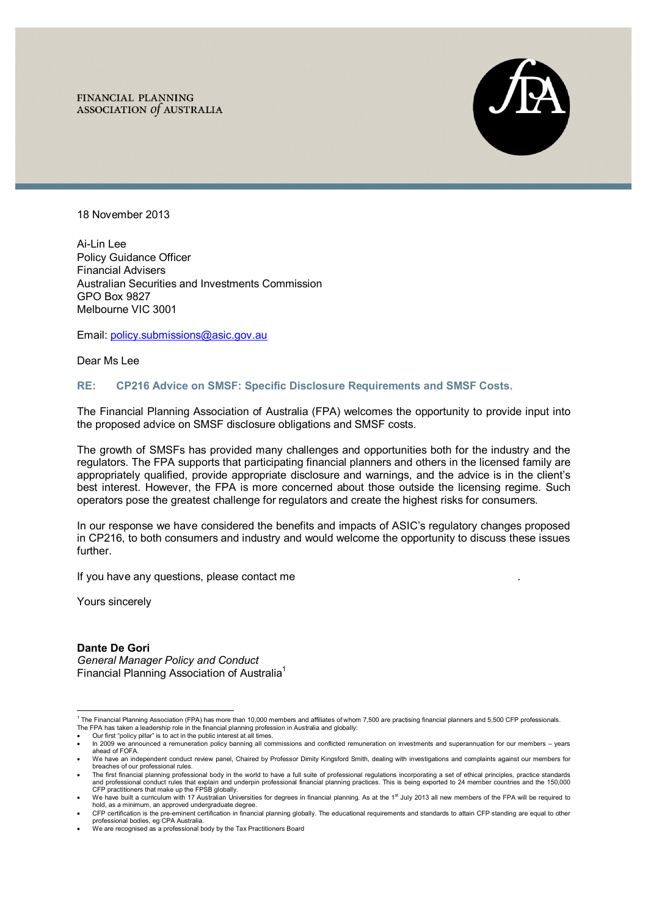FINANCIAL PLANNING
ASSOCIATION *of* AUSTRALIA

18 November 2013

Ai-Lin Lee
Policy Guidance Officer
Financial Advisers
Australian Securities and Investments Commission
GPO Box 9827
Melbourne VIC 3001

Email: policy.submissions@asic.gov.au

Dear Ms Lee

**RE: CP216 Advice on SMSF: Specific Disclosure Requirements and SMSF Costs.**

The Financial Planning Association of Australia (FPA) welcomes the opportunity to provide input into the proposed advice on SMSF disclosure obligations and SMSF costs.

The growth of SMSFs has provided many challenges and opportunities both for the industry and the regulators. The FPA supports that participating financial planners and others in the licensed family are appropriately qualified, provide appropriate disclosure and warnings, and the advice is in the client's best interest. However, the FPA is more concerned about those outside the licensing regime. Such operators pose the greatest challenge for regulators and create the highest risks for consumers.

In our response we have considered the benefits and impacts of ASIC's regulatory changes proposed in CP216, to both consumers and industry and would welcome the opportunity to discuss these issues further.

If you have any questions, please contact me .

Yours sincerely

**Dante De Gori**
*General Manager Policy and Conduct*
Financial Planning Association of Australia[1]

---

[1] The Financial Planning Association (FPA) has more than 10,000 members and affiliates of whom 7,500 are practising financial planners and 5,500 CFP professionals. The FPA has taken a leadership role in the financial planning profession in Australia and globally:

- Our first "policy pillar" is to act in the public interest at all times.
- In 2009 we announced a remuneration policy banning all commissions and conflicted remuneration on investments and superannuation for our members – years ahead of FOFA.
- We have an independent conduct review panel, Chaired by Professor Dimity Kingsford Smith, dealing with investigations and complaints against our members for breaches of our professional rules.
- The first financial planning professional body in the world to have a full suite of professional regulations incorporating a set of ethical principles, practice standards and professional conduct rules that explain and underpin professional financial planning practices. This is being exported to 24 member countries and the 150,000 CFP practitioners that make up the FPSB globally.
- We have built a curriculum with 17 Australian Universities for degrees in financial planning. As at the 1st July 2013 all new members of the FPA will be required to hold, as a minimum, an approved undergraduate degree.
- CFP certification is the pre-eminent certification in financial planning globally. The educational requirements and standards to attain CFP standing are equal to other professional bodies, eg CPA Australia.
- We are recognised as a professional body by the Tax Practitioners Board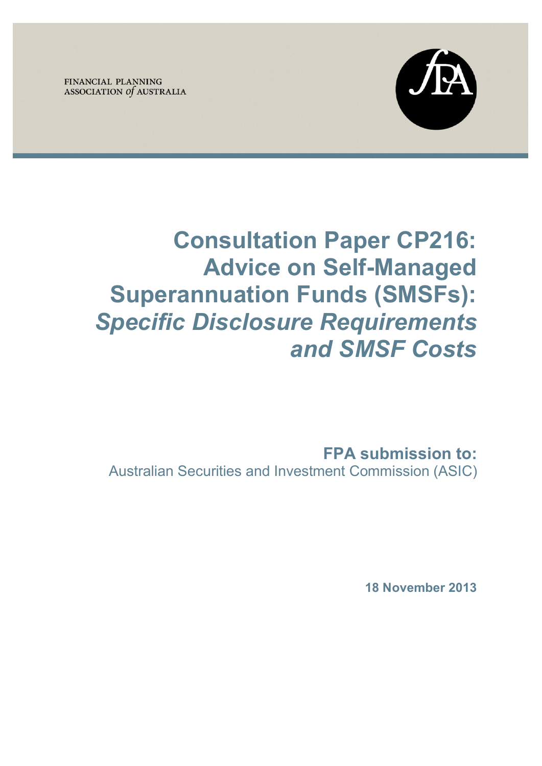FINANCIAL PLANNING ASSOCIATION *of* AUSTRALIA

# Consultation Paper CP216: Advice on Self-Managed Superannuation Funds (SMSFs): *Specific Disclosure Requirements and SMSF Costs*

**FPA submission to:**

Australian Securities and Investment Commission (ASIC)

**18 November 2013**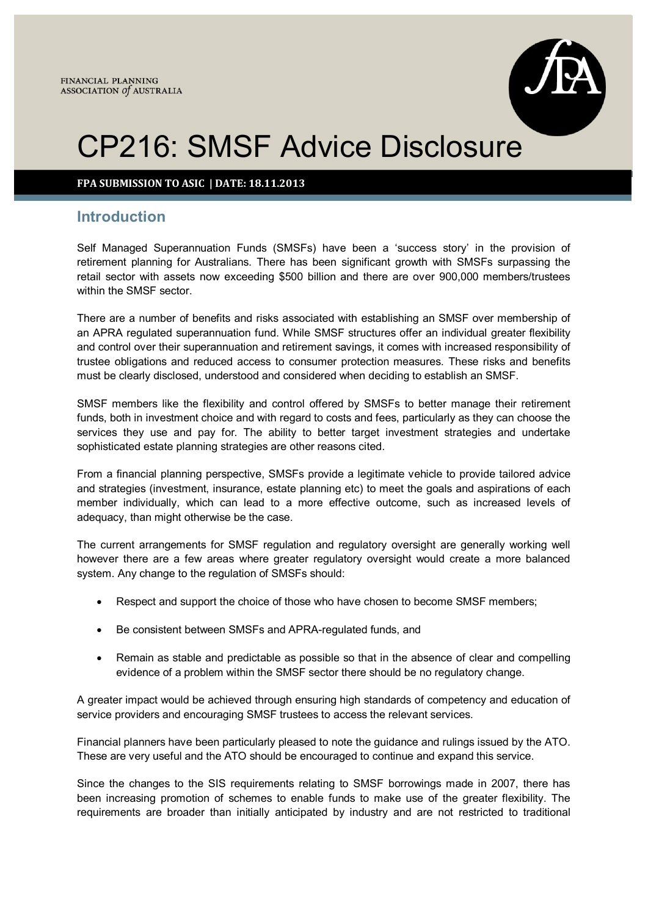FINANCIAL PLANNING ASSOCIATION *of* AUSTRALIA

# CP216: SMSF Advice Disclosure

**FPA SUBMISSION TO ASIC | DATE: 18.11.2013**

## Introduction

Self Managed Superannuation Funds (SMSFs) have been a 'success story' in the provision of retirement planning for Australians. There has been significant growth with SMSFs surpassing the retail sector with assets now exceeding $500 billion and there are over 900,000 members/trustees within the SMSF sector.

There are a number of benefits and risks associated with establishing an SMSF over membership of an APRA regulated superannuation fund. While SMSF structures offer an individual greater flexibility and control over their superannuation and retirement savings, it comes with increased responsibility of trustee obligations and reduced access to consumer protection measures. These risks and benefits must be clearly disclosed, understood and considered when deciding to establish an SMSF.

SMSF members like the flexibility and control offered by SMSFs to better manage their retirement funds, both in investment choice and with regard to costs and fees, particularly as they can choose the services they use and pay for. The ability to better target investment strategies and undertake sophisticated estate planning strategies are other reasons cited.

From a financial planning perspective, SMSFs provide a legitimate vehicle to provide tailored advice and strategies (investment, insurance, estate planning etc) to meet the goals and aspirations of each member individually, which can lead to a more effective outcome, such as increased levels of adequacy, than might otherwise be the case.

The current arrangements for SMSF regulation and regulatory oversight are generally working well however there are a few areas where greater regulatory oversight would create a more balanced system. Any change to the regulation of SMSFs should:

- Respect and support the choice of those who have chosen to become SMSF members;
- Be consistent between SMSFs and APRA-regulated funds, and
- Remain as stable and predictable as possible so that in the absence of clear and compelling evidence of a problem within the SMSF sector there should be no regulatory change.

A greater impact would be achieved through ensuring high standards of competency and education of service providers and encouraging SMSF trustees to access the relevant services.

Financial planners have been particularly pleased to note the guidance and rulings issued by the ATO. These are very useful and the ATO should be encouraged to continue and expand this service.

Since the changes to the SIS requirements relating to SMSF borrowings made in 2007, there has been increasing promotion of schemes to enable funds to make use of the greater flexibility. The requirements are broader than initially anticipated by industry and are not restricted to traditional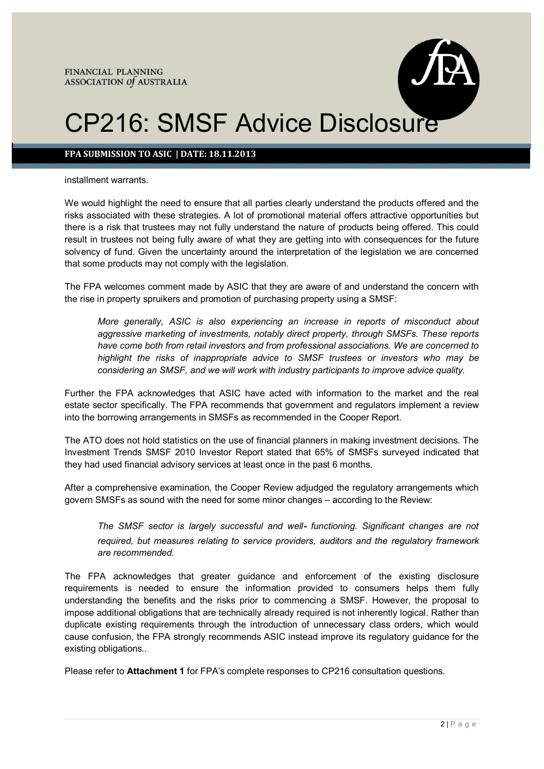installment warrants.

We would highlight the need to ensure that all parties clearly understand the products offered and the risks associated with these strategies. A lot of promotional material offers attractive opportunities but there is a risk that trustees may not fully understand the nature of products being offered. This could result in trustees not being fully aware of what they are getting into with consequences for the future solvency of fund. Given the uncertainty around the interpretation of the legislation we are concerned that some products may not comply with the legislation.

The FPA welcomes comment made by ASIC that they are aware of and understand the concern with the rise in property spruikers and promotion of purchasing property using a SMSF:

> *More generally, ASIC is also experiencing an increase in reports of misconduct about aggressive marketing of investments, notably direct property, through SMSFs. These reports have come both from retail investors and from professional associations. We are concerned to highlight the risks of inappropriate advice to SMSF trustees or investors who may be considering an SMSF, and we will work with industry participants to improve advice quality.*

Further the FPA acknowledges that ASIC have acted with information to the market and the real estate sector specifically. The FPA recommends that government and regulators implement a review into the borrowing arrangements in SMSFs as recommended in the Cooper Report.

The ATO does not hold statistics on the use of financial planners in making investment decisions. The Investment Trends SMSF 2010 Investor Report stated that 65% of SMSFs surveyed indicated that they had used financial advisory services at least once in the past 6 months.

After a comprehensive examination, the Cooper Review adjudged the regulatory arrangements which govern SMSFs as sound with the need for some minor changes – according to the Review:

> *The SMSF sector is largely successful and well- functioning. Significant changes are not required, but measures relating to service providers, auditors and the regulatory framework are recommended.*

The FPA acknowledges that greater guidance and enforcement of the existing disclosure requirements is needed to ensure the information provided to consumers helps them fully understanding the benefits and the risks prior to commencing a SMSF. However, the proposal to impose additional obligations that are technically already required is not inherently logical. Rather than duplicate existing requirements through the introduction of unnecessary class orders, which would cause confusion, the FPA strongly recommends ASIC instead improve its regulatory guidance for the existing obligations..

Please refer to **Attachment 1** for FPA's complete responses to CP216 consultation questions.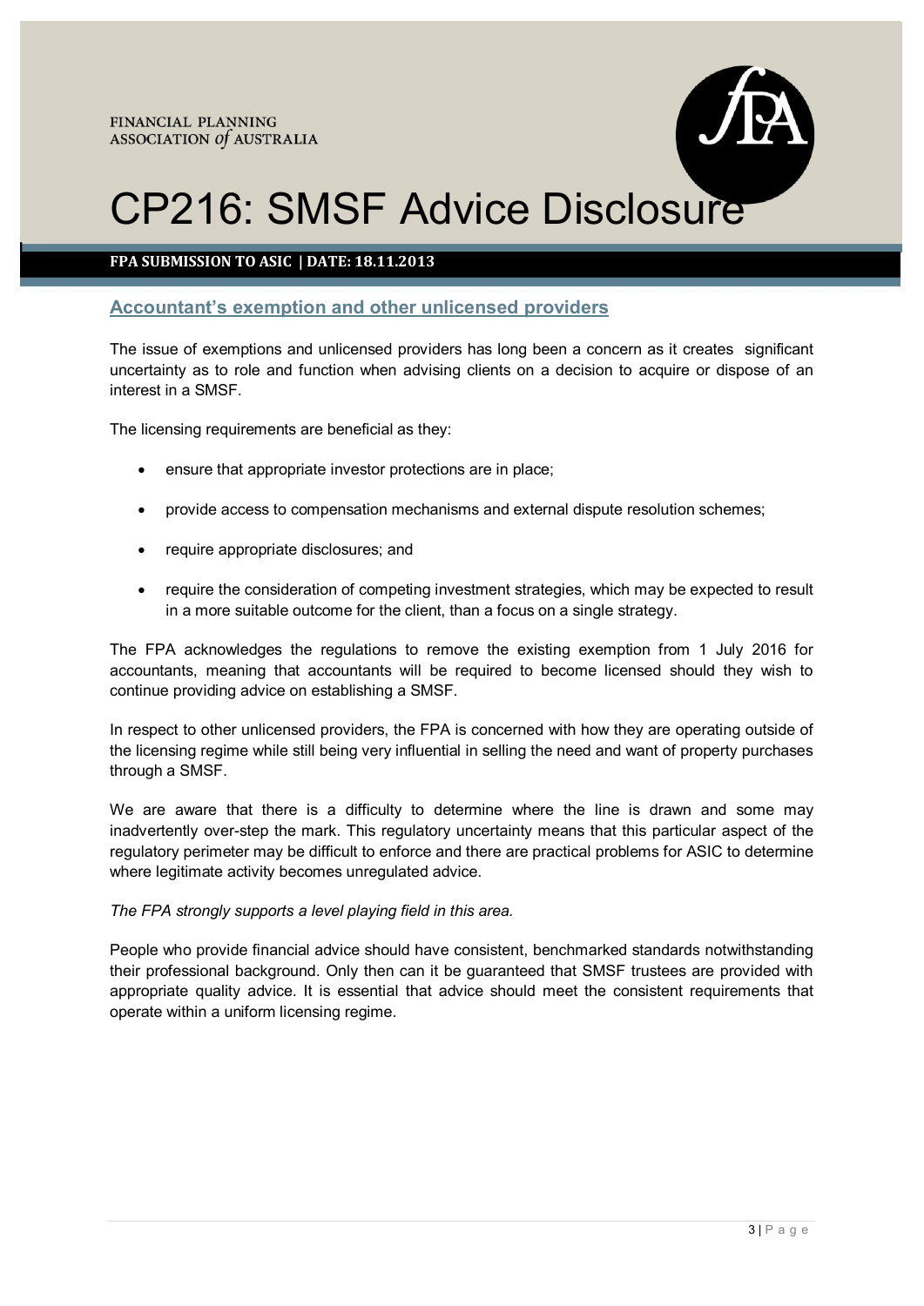## Accountant's exemption and other unlicensed providers

The issue of exemptions and unlicensed providers has long been a concern as it creates significant uncertainty as to role and function when advising clients on a decision to acquire or dispose of an interest in a SMSF.

The licensing requirements are beneficial as they:

- ensure that appropriate investor protections are in place;
- provide access to compensation mechanisms and external dispute resolution schemes;
- require appropriate disclosures; and
- require the consideration of competing investment strategies, which may be expected to result in a more suitable outcome for the client, than a focus on a single strategy.

The FPA acknowledges the regulations to remove the existing exemption from 1 July 2016 for accountants, meaning that accountants will be required to become licensed should they wish to continue providing advice on establishing a SMSF.

In respect to other unlicensed providers, the FPA is concerned with how they are operating outside of the licensing regime while still being very influential in selling the need and want of property purchases through a SMSF.

We are aware that there is a difficulty to determine where the line is drawn and some may inadvertently over-step the mark. This regulatory uncertainty means that this particular aspect of the regulatory perimeter may be difficult to enforce and there are practical problems for ASIC to determine where legitimate activity becomes unregulated advice.

*The FPA strongly supports a level playing field in this area.*

People who provide financial advice should have consistent, benchmarked standards notwithstanding their professional background. Only then can it be guaranteed that SMSF trustees are provided with appropriate quality advice. It is essential that advice should meet the consistent requirements that operate within a uniform licensing regime.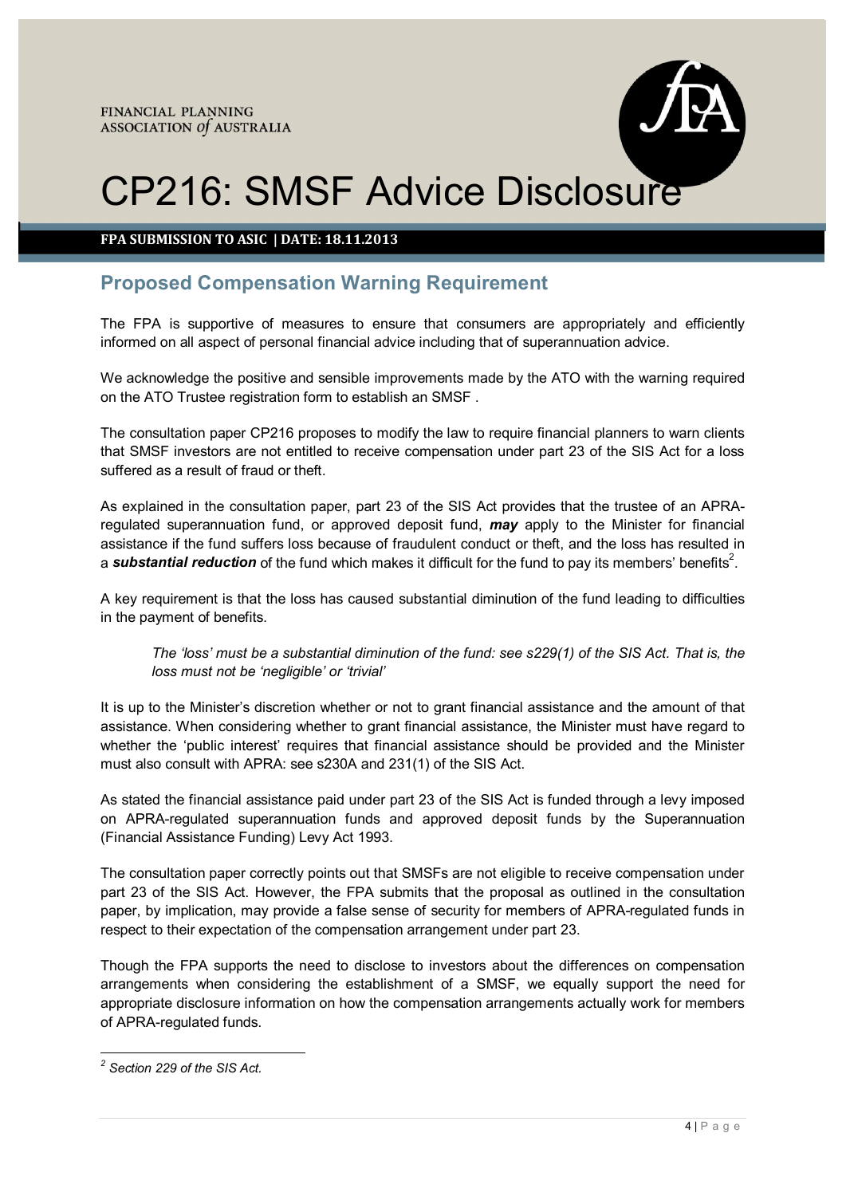## Proposed Compensation Warning Requirement

The FPA is supportive of measures to ensure that consumers are appropriately and efficiently informed on all aspect of personal financial advice including that of superannuation advice.

We acknowledge the positive and sensible improvements made by the ATO with the warning required on the ATO Trustee registration form to establish an SMSF .

The consultation paper CP216 proposes to modify the law to require financial planners to warn clients that SMSF investors are not entitled to receive compensation under part 23 of the SIS Act for a loss suffered as a result of fraud or theft.

As explained in the consultation paper, part 23 of the SIS Act provides that the trustee of an APRA-regulated superannuation fund, or approved deposit fund, ***may*** apply to the Minister for financial assistance if the fund suffers loss because of fraudulent conduct or theft, and the loss has resulted in a ***substantial reduction*** of the fund which makes it difficult for the fund to pay its members' benefits[2].

A key requirement is that the loss has caused substantial diminution of the fund leading to difficulties in the payment of benefits.

> *The 'loss' must be a substantial diminution of the fund: see s229(1) of the SIS Act. That is, the loss must not be 'negligible' or 'trivial'*

It is up to the Minister's discretion whether or not to grant financial assistance and the amount of that assistance. When considering whether to grant financial assistance, the Minister must have regard to whether the 'public interest' requires that financial assistance should be provided and the Minister must also consult with APRA: see s230A and 231(1) of the SIS Act.

As stated the financial assistance paid under part 23 of the SIS Act is funded through a levy imposed on APRA-regulated superannuation funds and approved deposit funds by the Superannuation (Financial Assistance Funding) Levy Act 1993.

The consultation paper correctly points out that SMSFs are not eligible to receive compensation under part 23 of the SIS Act. However, the FPA submits that the proposal as outlined in the consultation paper, by implication, may provide a false sense of security for members of APRA-regulated funds in respect to their expectation of the compensation arrangement under part 23.

Though the FPA supports the need to disclose to investors about the differences on compensation arrangements when considering the establishment of a SMSF, we equally support the need for appropriate disclosure information on how the compensation arrangements actually work for members of APRA-regulated funds.

---

[2] *Section 229 of the SIS Act.*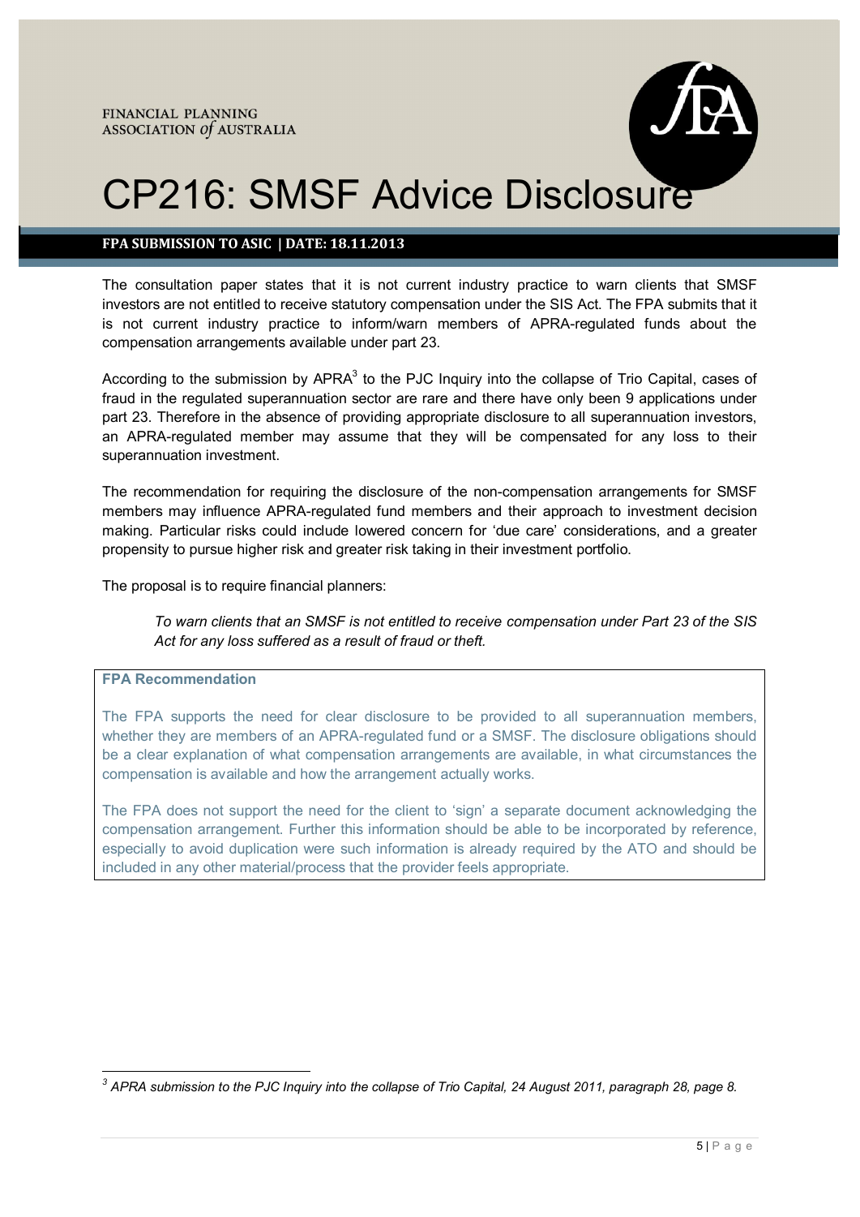The consultation paper states that it is not current industry practice to warn clients that SMSF investors are not entitled to receive statutory compensation under the SIS Act. The FPA submits that it is not current industry practice to inform/warn members of APRA-regulated funds about the compensation arrangements available under part 23.

According to the submission by APRA[3] to the PJC Inquiry into the collapse of Trio Capital, cases of fraud in the regulated superannuation sector are rare and there have only been 9 applications under part 23. Therefore in the absence of providing appropriate disclosure to all superannuation investors, an APRA-regulated member may assume that they will be compensated for any loss to their superannuation investment.

The recommendation for requiring the disclosure of the non-compensation arrangements for SMSF members may influence APRA-regulated fund members and their approach to investment decision making. Particular risks could include lowered concern for 'due care' considerations, and a greater propensity to pursue higher risk and greater risk taking in their investment portfolio.

The proposal is to require financial planners:

> *To warn clients that an SMSF is not entitled to receive compensation under Part 23 of the SIS Act for any loss suffered as a result of fraud or theft.*

**FPA Recommendation**

The FPA supports the need for clear disclosure to be provided to all superannuation members, whether they are members of an APRA-regulated fund or a SMSF. The disclosure obligations should be a clear explanation of what compensation arrangements are available, in what circumstances the compensation is available and how the arrangement actually works.

The FPA does not support the need for the client to 'sign' a separate document acknowledging the compensation arrangement. Further this information should be able to be incorporated by reference, especially to avoid duplication were such information is already required by the ATO and should be included in any other material/process that the provider feels appropriate.

---

[3] *APRA submission to the PJC Inquiry into the collapse of Trio Capital, 24 August 2011, paragraph 28, page 8.*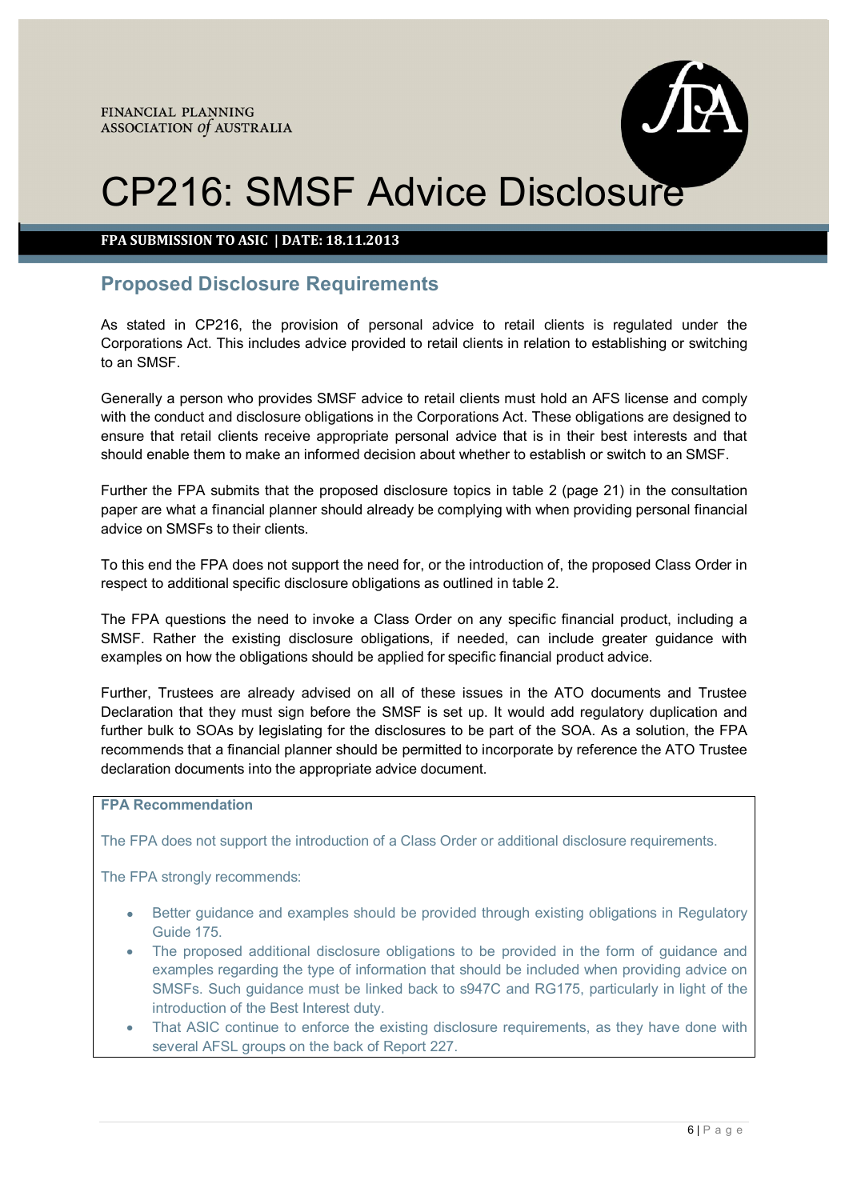## Proposed Disclosure Requirements

As stated in CP216, the provision of personal advice to retail clients is regulated under the Corporations Act. This includes advice provided to retail clients in relation to establishing or switching to an SMSF.

Generally a person who provides SMSF advice to retail clients must hold an AFS license and comply with the conduct and disclosure obligations in the Corporations Act. These obligations are designed to ensure that retail clients receive appropriate personal advice that is in their best interests and that should enable them to make an informed decision about whether to establish or switch to an SMSF.

Further the FPA submits that the proposed disclosure topics in table 2 (page 21) in the consultation paper are what a financial planner should already be complying with when providing personal financial advice on SMSFs to their clients.

To this end the FPA does not support the need for, or the introduction of, the proposed Class Order in respect to additional specific disclosure obligations as outlined in table 2.

The FPA questions the need to invoke a Class Order on any specific financial product, including a SMSF. Rather the existing disclosure obligations, if needed, can include greater guidance with examples on how the obligations should be applied for specific financial product advice.

Further, Trustees are already advised on all of these issues in the ATO documents and Trustee Declaration that they must sign before the SMSF is set up. It would add regulatory duplication and further bulk to SOAs by legislating for the disclosures to be part of the SOA. As a solution, the FPA recommends that a financial planner should be permitted to incorporate by reference the ATO Trustee declaration documents into the appropriate advice document.

**FPA Recommendation**

The FPA does not support the introduction of a Class Order or additional disclosure requirements.

The FPA strongly recommends:

- Better guidance and examples should be provided through existing obligations in Regulatory Guide 175.
- The proposed additional disclosure obligations to be provided in the form of guidance and examples regarding the type of information that should be included when providing advice on SMSFs. Such guidance must be linked back to s947C and RG175, particularly in light of the introduction of the Best Interest duty.
- That ASIC continue to enforce the existing disclosure requirements, as they have done with several AFSL groups on the back of Report 227.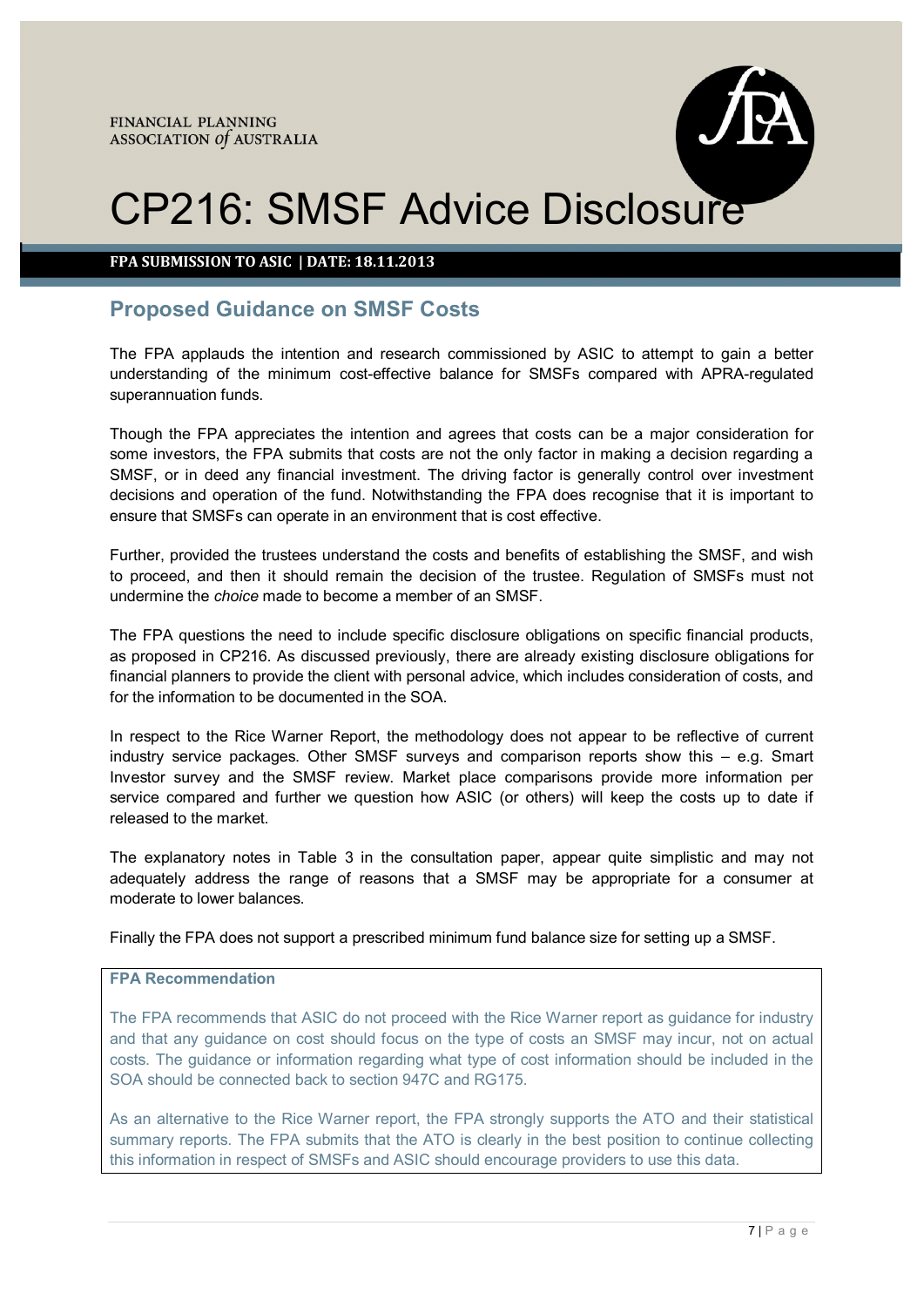## Proposed Guidance on SMSF Costs

The FPA applauds the intention and research commissioned by ASIC to attempt to gain a better understanding of the minimum cost-effective balance for SMSFs compared with APRA-regulated superannuation funds.

Though the FPA appreciates the intention and agrees that costs can be a major consideration for some investors, the FPA submits that costs are not the only factor in making a decision regarding a SMSF, or in deed any financial investment. The driving factor is generally control over investment decisions and operation of the fund. Notwithstanding the FPA does recognise that it is important to ensure that SMSFs can operate in an environment that is cost effective.

Further, provided the trustees understand the costs and benefits of establishing the SMSF, and wish to proceed, and then it should remain the decision of the trustee. Regulation of SMSFs must not undermine the *choice* made to become a member of an SMSF.

The FPA questions the need to include specific disclosure obligations on specific financial products, as proposed in CP216. As discussed previously, there are already existing disclosure obligations for financial planners to provide the client with personal advice, which includes consideration of costs, and for the information to be documented in the SOA.

In respect to the Rice Warner Report, the methodology does not appear to be reflective of current industry service packages. Other SMSF surveys and comparison reports show this – e.g. Smart Investor survey and the SMSF review. Market place comparisons provide more information per service compared and further we question how ASIC (or others) will keep the costs up to date if released to the market.

The explanatory notes in Table 3 in the consultation paper, appear quite simplistic and may not adequately address the range of reasons that a SMSF may be appropriate for a consumer at moderate to lower balances.

Finally the FPA does not support a prescribed minimum fund balance size for setting up a SMSF.

**FPA Recommendation**

The FPA recommends that ASIC do not proceed with the Rice Warner report as guidance for industry and that any guidance on cost should focus on the type of costs an SMSF may incur, not on actual costs. The guidance or information regarding what type of cost information should be included in the SOA should be connected back to section 947C and RG175.

As an alternative to the Rice Warner report, the FPA strongly supports the ATO and their statistical summary reports. The FPA submits that the ATO is clearly in the best position to continue collecting this information in respect of SMSFs and ASIC should encourage providers to use this data.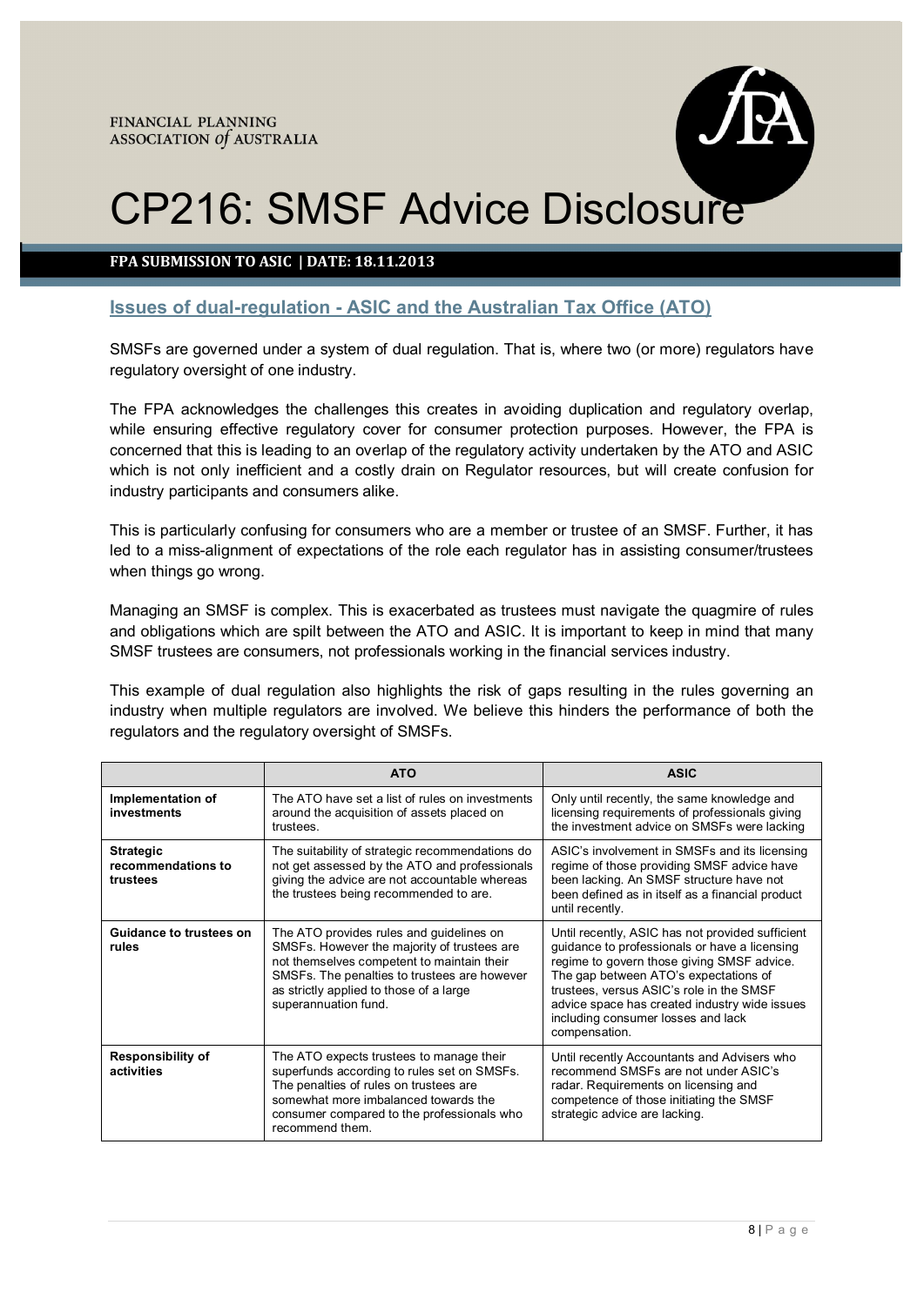## Issues of dual-regulation - ASIC and the Australian Tax Office (ATO)

SMSFs are governed under a system of dual regulation. That is, where two (or more) regulators have regulatory oversight of one industry.

The FPA acknowledges the challenges this creates in avoiding duplication and regulatory overlap, while ensuring effective regulatory cover for consumer protection purposes. However, the FPA is concerned that this is leading to an overlap of the regulatory activity undertaken by the ATO and ASIC which is not only inefficient and a costly drain on Regulator resources, but will create confusion for industry participants and consumers alike.

This is particularly confusing for consumers who are a member or trustee of an SMSF. Further, it has led to a miss-alignment of expectations of the role each regulator has in assisting consumer/trustees when things go wrong.

Managing an SMSF is complex. This is exacerbated as trustees must navigate the quagmire of rules and obligations which are spilt between the ATO and ASIC. It is important to keep in mind that many SMSF trustees are consumers, not professionals working in the financial services industry.

This example of dual regulation also highlights the risk of gaps resulting in the rules governing an industry when multiple regulators are involved. We believe this hinders the performance of both the regulators and the regulatory oversight of SMSFs.

| | ATO | ASIC |
|---|---|---|
| **Implementation of investments** | The ATO have set a list of rules on investments around the acquisition of assets placed on trustees. | Only until recently, the same knowledge and licensing requirements of professionals giving the investment advice on SMSFs were lacking |
| **Strategic recommendations to trustees** | The suitability of strategic recommendations do not get assessed by the ATO and professionals giving the advice are not accountable whereas the trustees being recommended to are. | ASIC's involvement in SMSFs and its licensing regime of those providing SMSF advice have been lacking. An SMSF structure have not been defined as in itself as a financial product until recently. |
| **Guidance to trustees on rules** | The ATO provides rules and guidelines on SMSFs. However the majority of trustees are not themselves competent to maintain their SMSFs. The penalties to trustees are however as strictly applied to those of a large superannuation fund. | Until recently, ASIC has not provided sufficient guidance to professionals or have a licensing regime to govern those giving SMSF advice. The gap between ATO's expectations of trustees, versus ASIC's role in the SMSF advice space has created industry wide issues including consumer losses and lack compensation. |
| **Responsibility of activities** | The ATO expects trustees to manage their superfunds according to rules set on SMSFs. The penalties of rules on trustees are somewhat more imbalanced towards the consumer compared to the professionals who recommend them. | Until recently Accountants and Advisers who recommend SMSFs are not under ASIC's radar. Requirements on licensing and competence of those initiating the SMSF strategic advice are lacking. |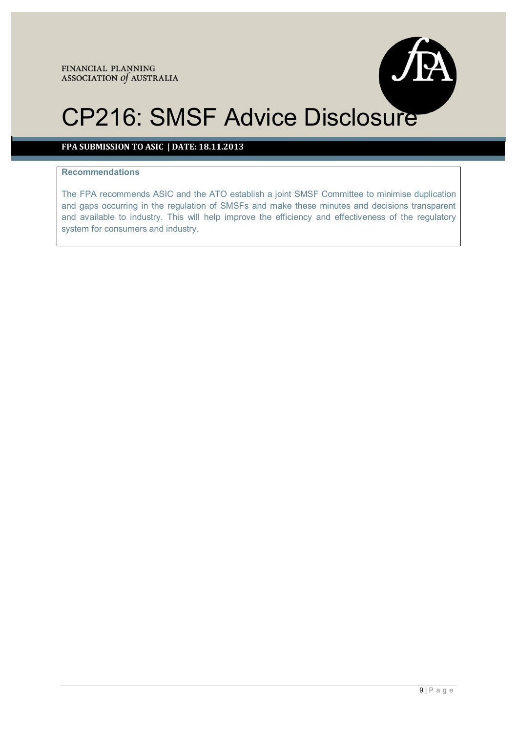**Recommendations**

The FPA recommends ASIC and the ATO establish a joint SMSF Committee to minimise duplication and gaps occurring in the regulation of SMSFs and make these minutes and decisions transparent and available to industry. This will help improve the efficiency and effectiveness of the regulatory system for consumers and industry.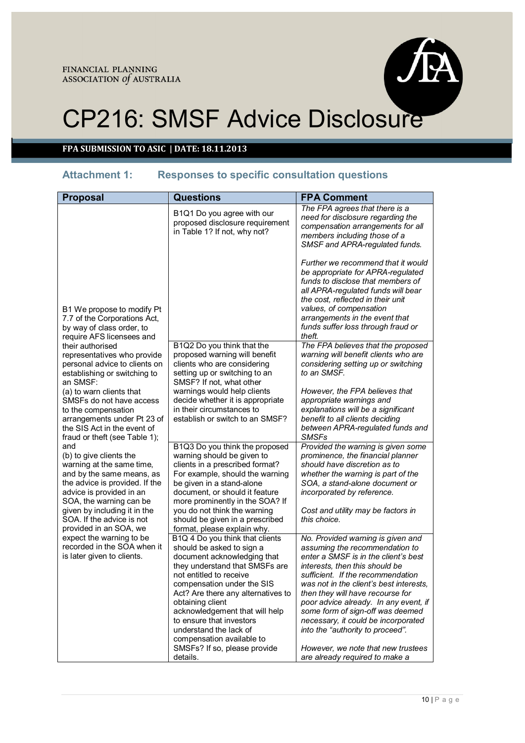FINANCIAL PLANNING ASSOCIATION *of* AUSTRALIA

# CP216: SMSF Advice Disclosure

**FPA SUBMISSION TO ASIC | DATE: 18.11.2013**

## Attachment 1: Responses to specific consultation questions

| Proposal | Questions | FPA Comment |
|---|---|---|
| B1 We propose to modify Pt 7.7 of the Corporations Act, by way of class order, to require AFS licensees and their authorised representatives who provide personal advice to clients on establishing or switching to an SMSF:<br>(a) to warn clients that SMSFs do not have access to the compensation arrangements under Pt 23 of the SIS Act in the event of fraud or theft (see Table 1); and<br>(b) to give clients the warning at the same time, and by the same means, as the advice is provided. If the advice is provided in an SOA, the warning can be given by including it in the SOA. If the advice is not provided in an SOA, we expect the warning to be recorded in the SOA when it is later given to clients. | B1Q1 Do you agree with our proposed disclosure requirement in Table 1? If not, why not? | *The FPA agrees that there is a need for disclosure regarding the compensation arrangements for all members including those of a SMSF and APRA-regulated funds.*<br><br>*Further we recommend that it would be appropriate for APRA-regulated funds to disclose that members of all APRA-regulated funds will bear the cost, reflected in their unit values, of compensation arrangements in the event that funds suffer loss through fraud or theft.* |
| | B1Q2 Do you think that the proposed warning will benefit clients who are considering setting up or switching to an SMSF? If not, what other warnings would help clients decide whether it is appropriate in their circumstances to establish or switch to an SMSF? | *The FPA believes that the proposed warning will benefit clients who are considering setting up or switching to an SMSF.*<br><br>*However, the FPA believes that appropriate warnings and explanations will be a significant benefit to all clients deciding between APRA-regulated funds and SMSFs* |
| | B1Q3 Do you think the proposed warning should be given to clients in a prescribed format? For example, should the warning be given in a stand-alone document, or should it feature more prominently in the SOA? If you do not think the warning should be given in a prescribed format, please explain why. | *Provided the warning is given some prominence, the financial planner should have discretion as to whether the warning is part of the SOA, a stand-alone document or incorporated by reference.*<br><br>*Cost and utility may be factors in this choice.* |
| | B1Q 4 Do you think that clients should be asked to sign a document acknowledging that they understand that SMSFs are not entitled to receive compensation under the SIS Act? Are there any alternatives to obtaining client acknowledgement that will help to ensure that investors understand the lack of compensation available to SMSFs? If so, please provide details. | *No. Provided warning is given and assuming the recommendation to enter a SMSF is in the client's best interests, then this should be sufficient. If the recommendation was not in the client's best interests, then they will have recourse for poor advice already. In any event, if some form of sign-off was deemed necessary, it could be incorporated into the "authority to proceed".*<br><br>*However, we note that new trustees are already required to make a* |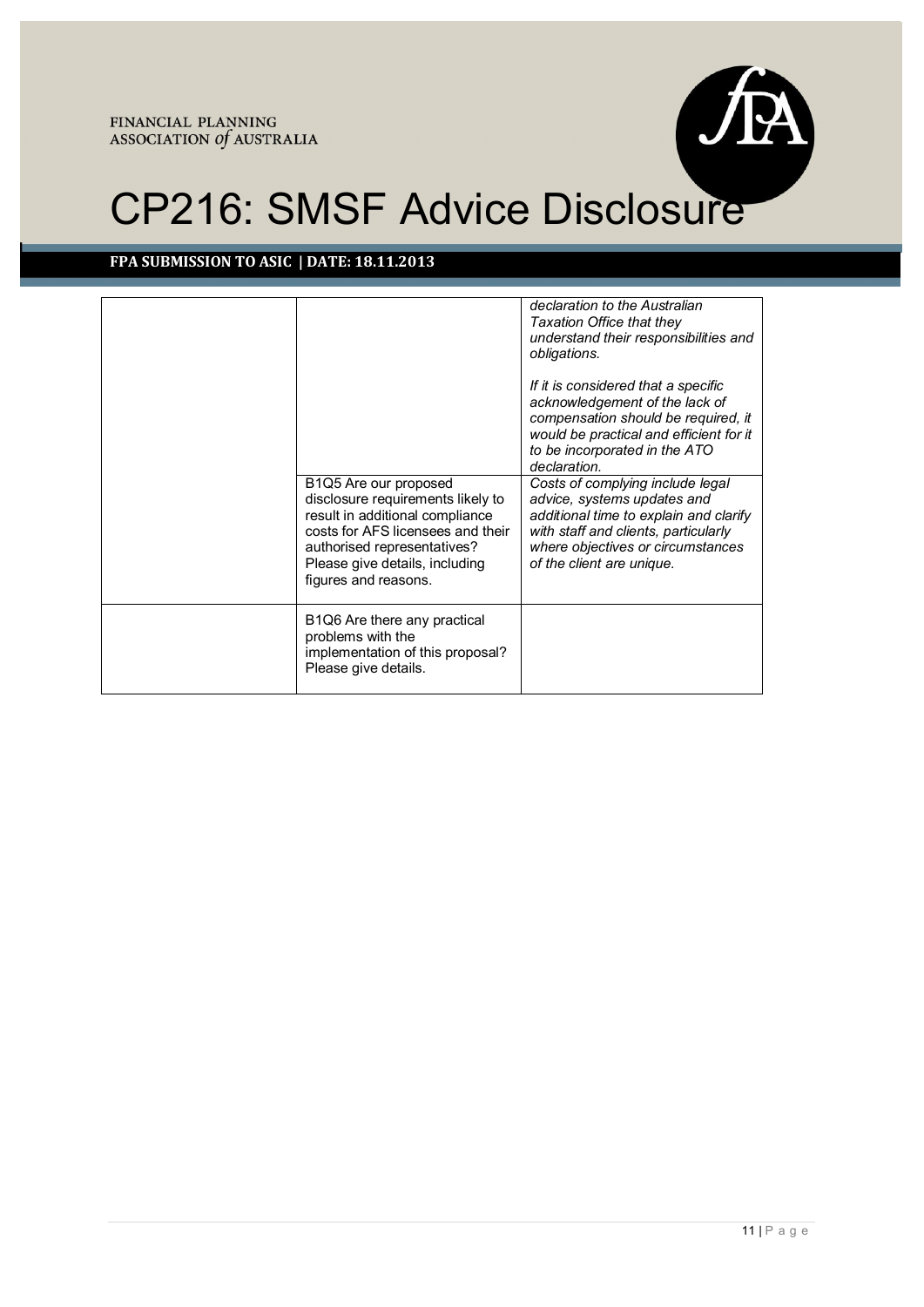| | | |
|---|---|---|
| | | *declaration to the Australian Taxation Office that they understand their responsibilities and obligations.*<br><br>*If it is considered that a specific acknowledgement of the lack of compensation should be required, it would be practical and efficient for it to be incorporated in the ATO declaration.* |
| | B1Q5 Are our proposed disclosure requirements likely to result in additional compliance costs for AFS licensees and their authorised representatives? Please give details, including figures and reasons. | *Costs of complying include legal advice, systems updates and additional time to explain and clarify with staff and clients, particularly where objectives or circumstances of the client are unique.* |
| | B1Q6 Are there any practical problems with the implementation of this proposal? Please give details. | |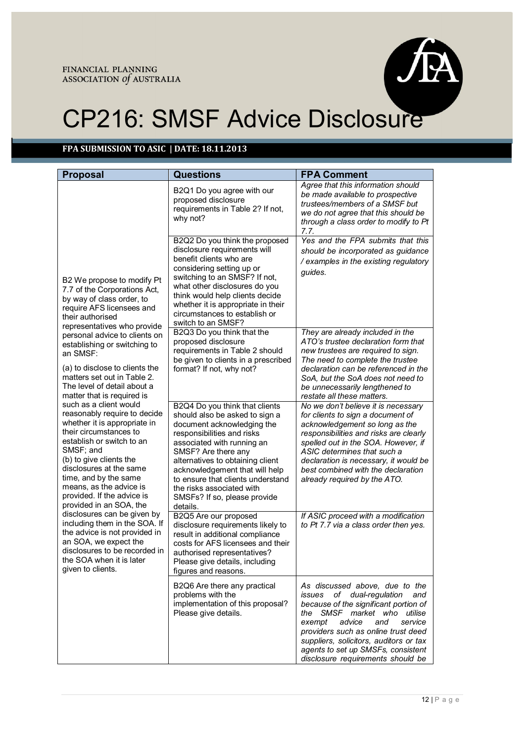FINANCIAL PLANNING ASSOCIATION *of* AUSTRALIA

# CP216: SMSF Advice Disclosure

**FPA SUBMISSION TO ASIC | DATE: 18.11.2013**

| Proposal | Questions | FPA Comment |
|---|---|---|
| B2 We propose to modify Pt 7.7 of the Corporations Act, by way of class order, to require AFS licensees and their authorised representatives who provide personal advice to clients on establishing or switching to an SMSF:<br><br>(a) to disclose to clients the matters set out in Table 2. The level of detail about a matter that is required is such as a client would reasonably require to decide whether it is appropriate in their circumstances to establish or switch to an SMSF; and<br>(b) to give clients the disclosures at the same time, and by the same means, as the advice is provided. If the advice is provided in an SOA, the disclosures can be given by including them in the SOA. If the advice is not provided in an SOA, we expect the disclosures to be recorded in the SOA when it is later given to clients. | B2Q1 Do you agree with our proposed disclosure requirements in Table 2? If not, why not? | *Agree that this information should be made available to prospective trustees/members of a SMSF but we do not agree that this should be through a class order to modify to Pt 7.7.* |
| | B2Q2 Do you think the proposed disclosure requirements will benefit clients who are considering setting up or switching to an SMSF? If not, what other disclosures do you think would help clients decide whether it is appropriate in their circumstances to establish or switch to an SMSF? | *Yes and the FPA submits that this should be incorporated as guidance / examples in the existing regulatory guides.* |
| | B2Q3 Do you think that the proposed disclosure requirements in Table 2 should be given to clients in a prescribed format? If not, why not? | *They are already included in the ATO's trustee declaration form that new trustees are required to sign. The need to complete the trustee declaration can be referenced in the SoA, but the SoA does not need to be unnecessarily lengthened to restate all these matters.* |
| | B2Q4 Do you think that clients should also be asked to sign a document acknowledging the responsibilities and risks associated with running an SMSF? Are there any alternatives to obtaining client acknowledgement that will help to ensure that clients understand the risks associated with SMSFs? If so, please provide details. | *No we don't believe it is necessary for clients to sign a document of acknowledgement so long as the responsibilities and risks are clearly spelled out in the SOA. However, if ASIC determines that such a declaration is necessary, it would be best combined with the declaration already required by the ATO.* |
| | B2Q5 Are our proposed disclosure requirements likely to result in additional compliance costs for AFS licensees and their authorised representatives? Please give details, including figures and reasons. | *If ASIC proceed with a modification to Pt 7.7 via a class order then yes.* |
| | B2Q6 Are there any practical problems with the implementation of this proposal? Please give details. | *As discussed above, due to the issues of dual-regulation and because of the significant portion of the SMSF market who utilise exempt advice and service providers such as online trust deed suppliers, solicitors, auditors or tax agents to set up SMSFs, consistent disclosure requirements should be* |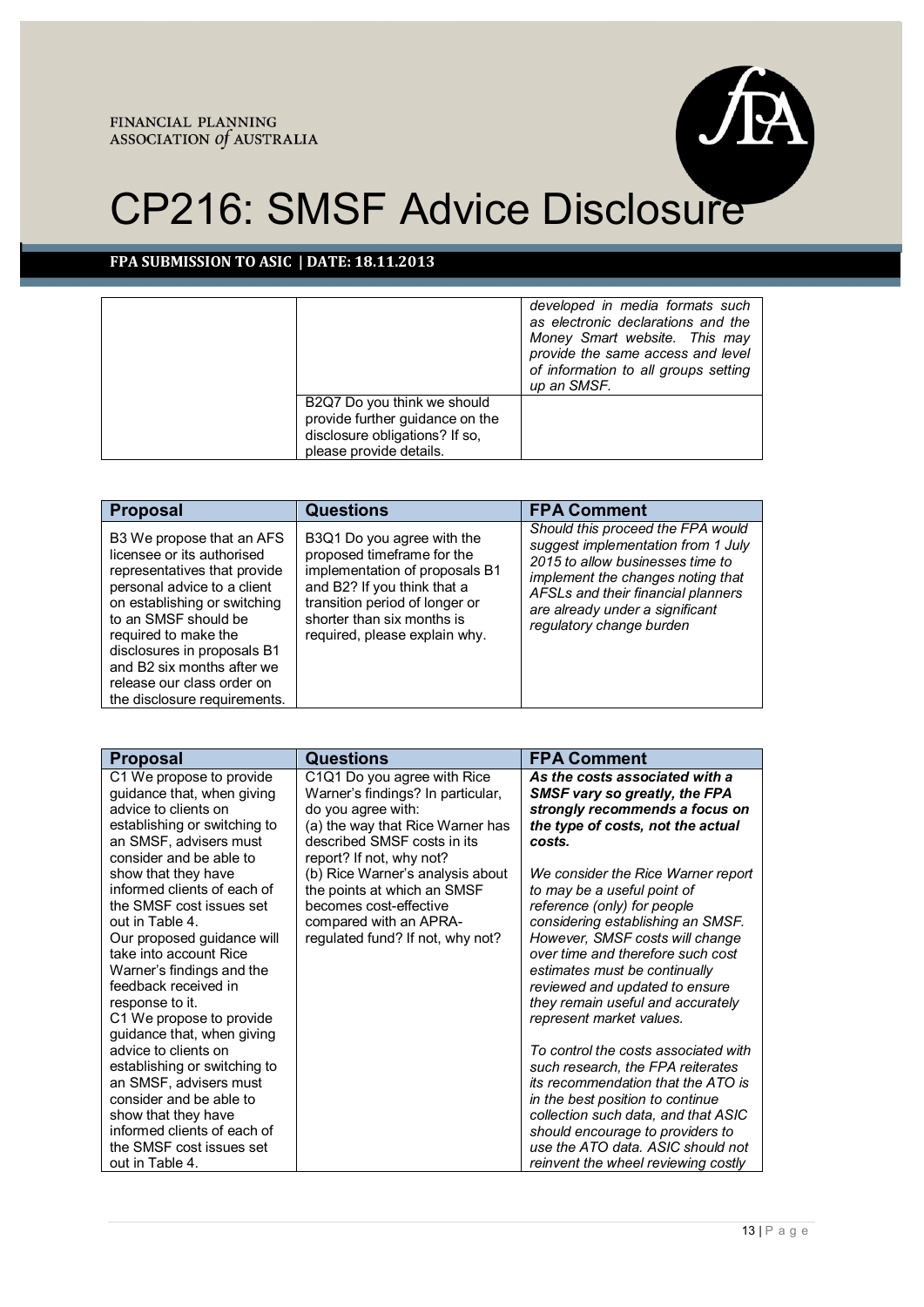| | | |
|---|---|---|
| | | *developed in media formats such as electronic declarations and the Money Smart website. This may provide the same access and level of information to all groups setting up an SMSF.* |
| | B2Q7 Do you think we should provide further guidance on the disclosure obligations? If so, please provide details. | |

| Proposal | Questions | FPA Comment |
|---|---|---|
| B3 We propose that an AFS licensee or its authorised representatives that provide personal advice to a client on establishing or switching to an SMSF should be required to make the disclosures in proposals B1 and B2 six months after we release our class order on the disclosure requirements. | B3Q1 Do you agree with the proposed timeframe for the implementation of proposals B1 and B2? If you think that a transition period of longer or shorter than six months is required, please explain why. | *Should this proceed the FPA would suggest implementation from 1 July 2015 to allow businesses time to implement the changes noting that AFSLs and their financial planners are already under a significant regulatory change burden* |

| Proposal | Questions | FPA Comment |
|---|---|---|
| C1 We propose to provide guidance that, when giving advice to clients on establishing or switching to an SMSF, advisers must consider and be able to show that they have informed clients of each of the SMSF cost issues set out in Table 4.<br>Our proposed guidance will take into account Rice Warner's findings and the feedback received in response to it.<br>C1 We propose to provide guidance that, when giving advice to clients on establishing or switching to an SMSF, advisers must consider and be able to show that they have informed clients of each of the SMSF cost issues set out in Table 4. | C1Q1 Do you agree with Rice Warner's findings? In particular, do you agree with:<br>(a) the way that Rice Warner has described SMSF costs in its report? If not, why not?<br>(b) Rice Warner's analysis about the points at which an SMSF becomes cost-effective compared with an APRA-regulated fund? If not, why not? | ***As the costs associated with a SMSF vary so greatly, the FPA strongly recommends a focus on the type of costs, not the actual costs.***<br><br>*We consider the Rice Warner report to may be a useful point of reference (only) for people considering establishing an SMSF. However, SMSF costs will change over time and therefore such cost estimates must be continually reviewed and updated to ensure they remain useful and accurately represent market values.*<br><br>*To control the costs associated with such research, the FPA reiterates its recommendation that the ATO is in the best position to continue collection such data, and that ASIC should encourage to providers to use the ATO data. ASIC should not reinvent the wheel reviewing costly* |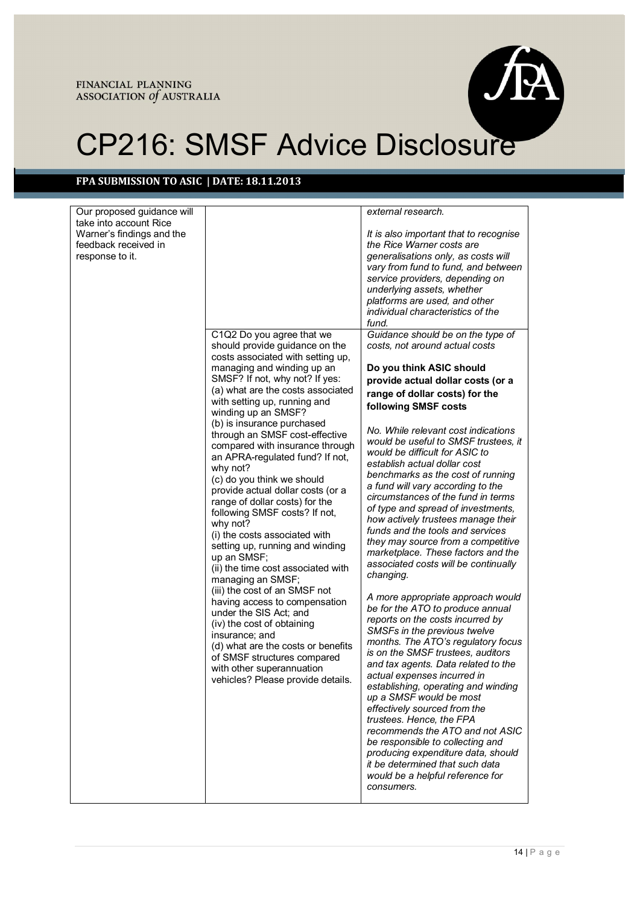| | | |
|---|---|---|
| Our proposed guidance will take into account Rice Warner's findings and the feedback received in response to it. | | *external research.*<br><br>*It is also important that to recognise the Rice Warner costs are generalisations only, as costs will vary from fund to fund, and between service providers, depending on underlying assets, whether platforms are used, and other individual characteristics of the fund.* |
| | C1Q2 Do you agree that we should provide guidance on the costs associated with setting up, managing and winding up an SMSF? If not, why not? If yes:<br>(a) what are the costs associated with setting up, running and winding up an SMSF?<br>(b) is insurance purchased through an SMSF cost-effective compared with insurance through an APRA-regulated fund? If not, why not?<br>(c) do you think we should provide actual dollar costs (or a range of dollar costs) for the following SMSF costs? If not, why not?<br>(i) the costs associated with setting up, running and winding up an SMSF;<br>(ii) the time cost associated with managing an SMSF;<br>(iii) the cost of an SMSF not having access to compensation under the SIS Act; and<br>(iv) the cost of obtaining insurance; and<br>(d) what are the costs or benefits of SMSF structures compared with other superannuation vehicles? Please provide details. | *Guidance should be on the type of costs, not around actual costs*<br><br>**Do you think ASIC should provide actual dollar costs (or a range of dollar costs) for the following SMSF costs**<br><br>*No. While relevant cost indications would be useful to SMSF trustees, it would be difficult for ASIC to establish actual dollar cost benchmarks as the cost of running a fund will vary according to the circumstances of the fund in terms of type and spread of investments, how actively trustees manage their funds and the tools and services they may source from a competitive marketplace. These factors and the associated costs will be continually changing.*<br><br>*A more appropriate approach would be for the ATO to produce annual reports on the costs incurred by SMSFs in the previous twelve months. The ATO's regulatory focus is on the SMSF trustees, auditors and tax agents. Data related to the actual expenses incurred in establishing, operating and winding up a SMSF would be most effectively sourced from the trustees. Hence, the FPA recommends the ATO and not ASIC be responsible to collecting and producing expenditure data, should it be determined that such data would be a helpful reference for consumers.* |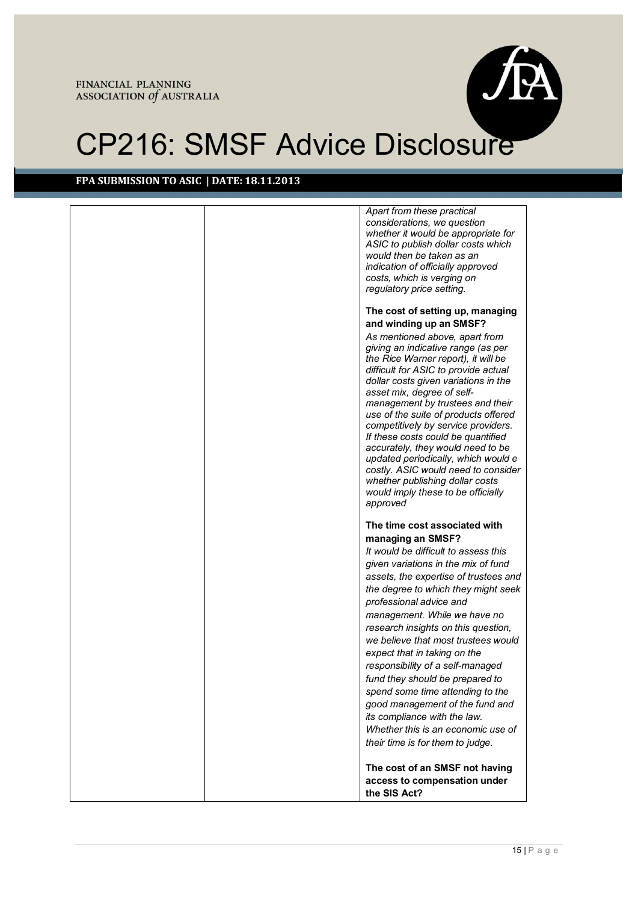| | | |
|---|---|---|
| | | *Apart from these practical considerations, we question whether it would be appropriate for ASIC to publish dollar costs which would then be taken as an indication of officially approved costs, which is verging on regulatory price setting.*<br><br>**The cost of setting up, managing and winding up an SMSF?**<br>*As mentioned above, apart from giving an indicative range (as per the Rice Warner report), it will be difficult for ASIC to provide actual dollar costs given variations in the asset mix, degree of self-management by trustees and their use of the suite of products offered competitively by service providers. If these costs could be quantified accurately, they would need to be updated periodically, which would e costly. ASIC would need to consider whether publishing dollar costs would imply these to be officially approved*<br><br>**The time cost associated with managing an SMSF?**<br>*It would be difficult to assess this given variations in the mix of fund assets, the expertise of trustees and the degree to which they might seek professional advice and management. While we have no research insights on this question, we believe that most trustees would expect that in taking on the responsibility of a self-managed fund they should be prepared to spend some time attending to the good management of the fund and its compliance with the law. Whether this is an economic use of their time is for them to judge.*<br><br>**The cost of an SMSF not having access to compensation under the SIS Act?** |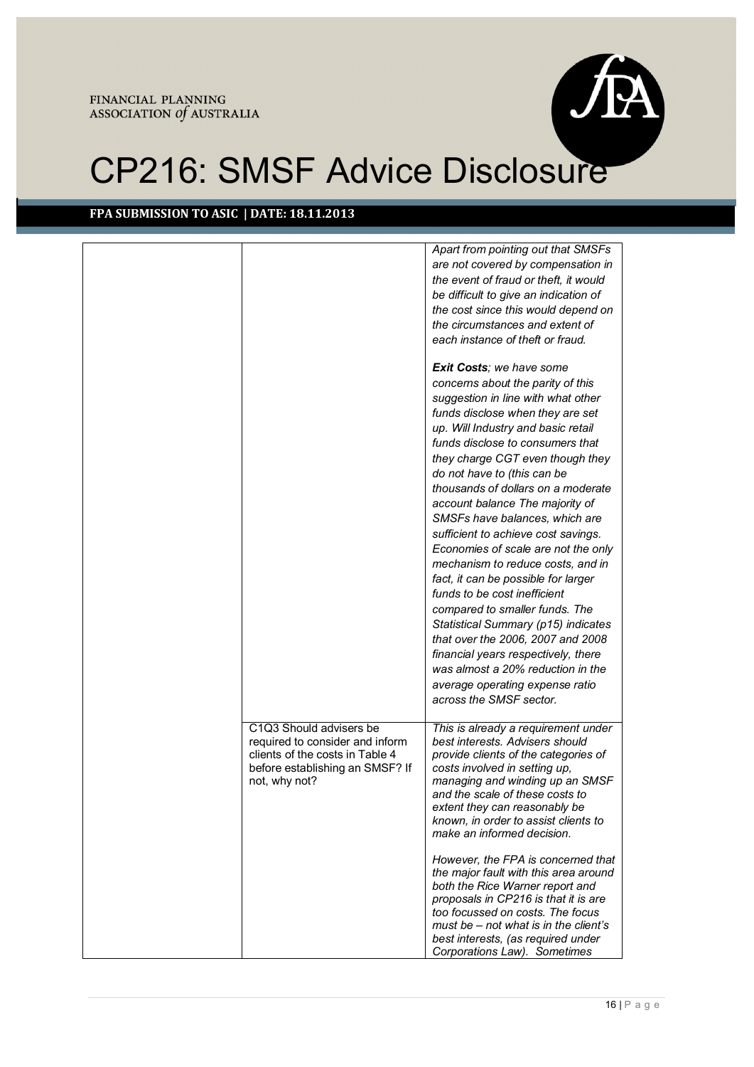| | | |
|---|---|---|
| | | *Apart from pointing out that SMSFs are not covered by compensation in the event of fraud or theft, it would be difficult to give an indication of the cost since this would depend on the circumstances and extent of each instance of theft or fraud.*<br><br>***Exit Costs****; we have some concerns about the parity of this suggestion in line with what other funds disclose when they are set up. Will Industry and basic retail funds disclose to consumers that they charge CGT even though they do not have to (this can be thousands of dollars on a moderate account balance The majority of SMSFs have balances, which are sufficient to achieve cost savings. Economies of scale are not the only mechanism to reduce costs, and in fact, it can be possible for larger funds to be cost inefficient compared to smaller funds. The Statistical Summary (p15) indicates that over the 2006, 2007 and 2008 financial years respectively, there was almost a 20% reduction in the average operating expense ratio across the SMSF sector.* |
| | C1Q3 Should advisers be required to consider and inform clients of the costs in Table 4 before establishing an SMSF? If not, why not? | *This is already a requirement under best interests. Advisers should provide clients of the categories of costs involved in setting up, managing and winding up an SMSF and the scale of these costs to extent they can reasonably be known, in order to assist clients to make an informed decision.*<br><br>*However, the FPA is concerned that the major fault with this area around both the Rice Warner report and proposals in CP216 is that it is are too focussed on costs. The focus must be – not what is in the client's best interests, (as required under Corporations Law). Sometimes* |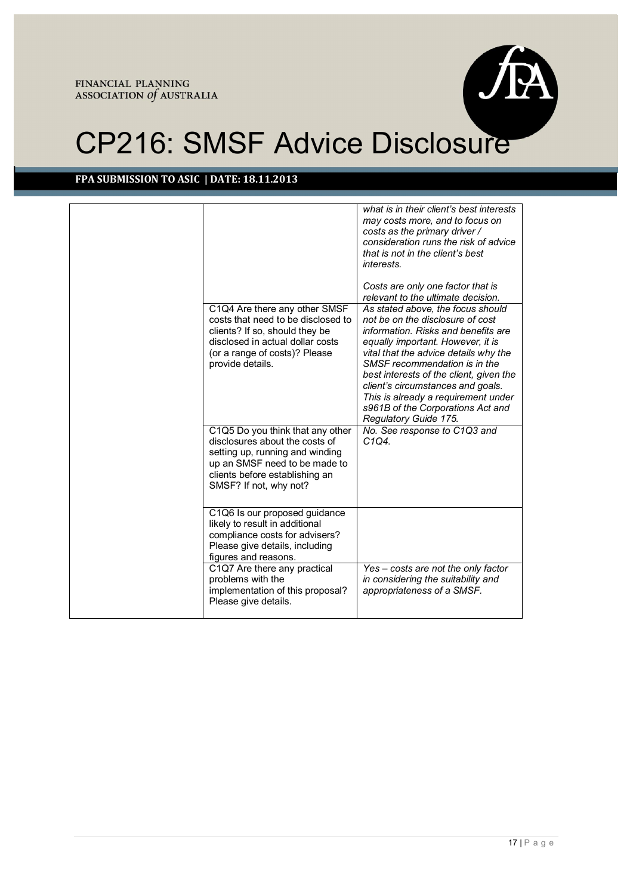| | | |
|---|---|---|
| | | *what is in their client's best interests may costs more, and to focus on costs as the primary driver / consideration runs the risk of advice that is not in the client's best interests.*<br><br>*Costs are only one factor that is relevant to the ultimate decision.* |
| | C1Q4 Are there any other SMSF costs that need to be disclosed to clients? If so, should they be disclosed in actual dollar costs (or a range of costs)? Please provide details. | *As stated above, the focus should not be on the disclosure of cost information. Risks and benefits are equally important. However, it is vital that the advice details why the SMSF recommendation is in the best interests of the client, given the client's circumstances and goals. This is already a requirement under s961B of the Corporations Act and Regulatory Guide 175.* |
| | C1Q5 Do you think that any other disclosures about the costs of setting up, running and winding up an SMSF need to be made to clients before establishing an SMSF? If not, why not? | *No. See response to C1Q3 and C1Q4.* |
| | C1Q6 Is our proposed guidance likely to result in additional compliance costs for advisers? Please give details, including figures and reasons. | |
| | C1Q7 Are there any practical problems with the implementation of this proposal? Please give details. | *Yes – costs are not the only factor in considering the suitability and appropriateness of a SMSF.* |